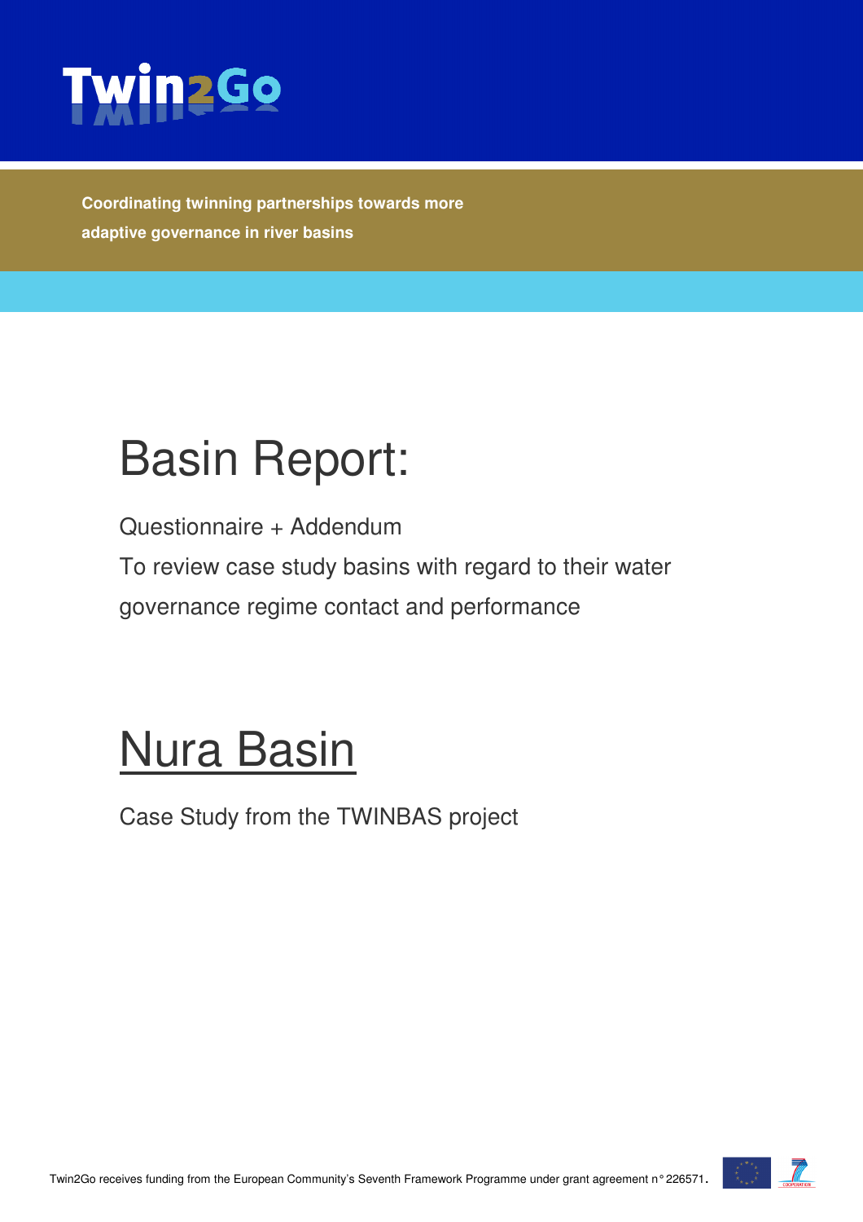Twin2Go

**Coordinating twinning partnerships towards more adaptive governance in river basins**

# Basin Report:

Questionnaire + Addendum

To review case study basins with regard to their water governance regime contact and performance

# Nura Basin

Case Study from the TWINBAS project

Twin2Go receives funding from the European Community's Seventh Framework Programme under grant agreement n° 226571.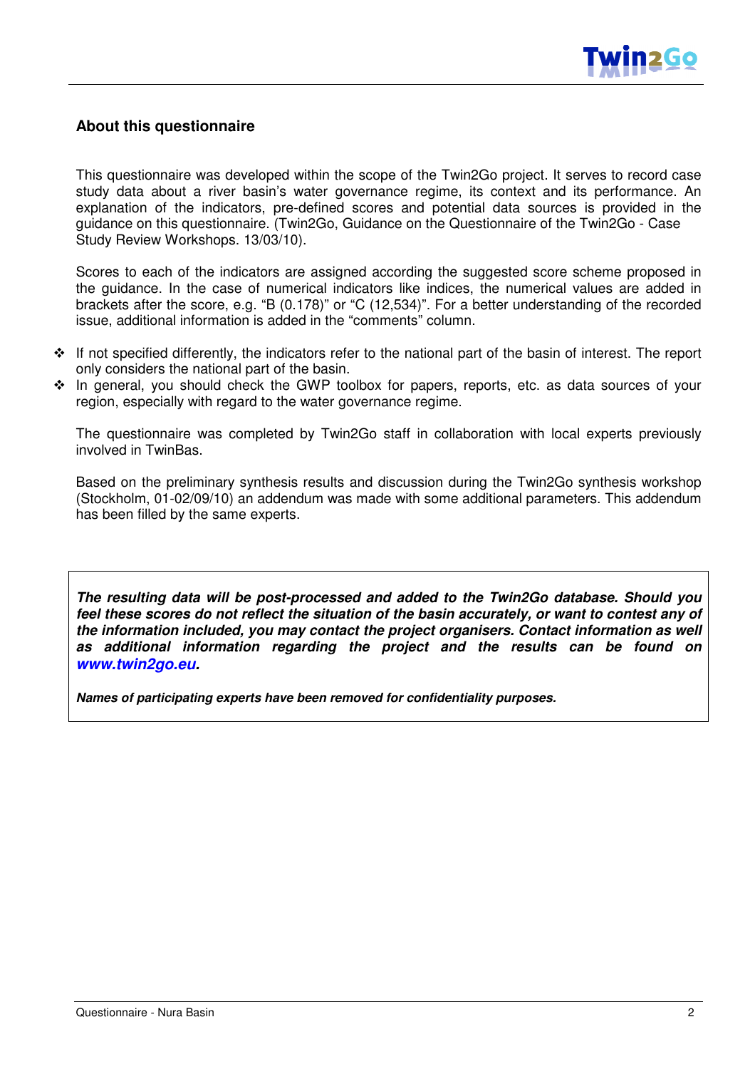## About this questionnaire

This questionnaire was developed within the scope of the Twin2Go project. It serves to record case study data about a river basin's water governance regime, its context and its performance. An explanation of the indicators, pre-defined scores and potential data sources is provided in the guidance on this questionnaire. (Twin2Go, Guidance on the Questionnaire of the Twin2Go - Case Study Review Workshops. 13/03/10).

Scores to each of the indicators are assigned according the suggested score scheme proposed in the guidance. In the case of numerical indicators like indices, the numerical values are added in brackets after the score, e.g. "B (0.178)" or "C (12,534)". For a better understanding of the recorded issue, additional information is added in the "comments" column.

- If not specified differently, the indicators refer to the national part of the basin of interest. The report only considers the national part of the basin.
- In general, you should check the GWP toolbox for papers, reports, etc. as data sources of your region, especially with regard to the water governance regime.

The questionnaire was completed by Twin2Go staff in collaboration with local experts previously involved in TwinBas.

Based on the preliminary synthesis results and discussion during the Twin2Go synthesis workshop (Stockholm, 01-02/09/10) an addendum was made with some additional parameters. This addendum has been filled by the same experts.

***The resulting data will be post-processed and added to the Twin2Go database. Should you feel these scores do not reflect the situation of the basin accurately, or want to contest any of the information included, you may contact the project organisers. Contact information as well as additional information regarding the project and the results can be found on www.twin2go.eu.***

***Names of participating experts have been removed for confidentiality purposes.***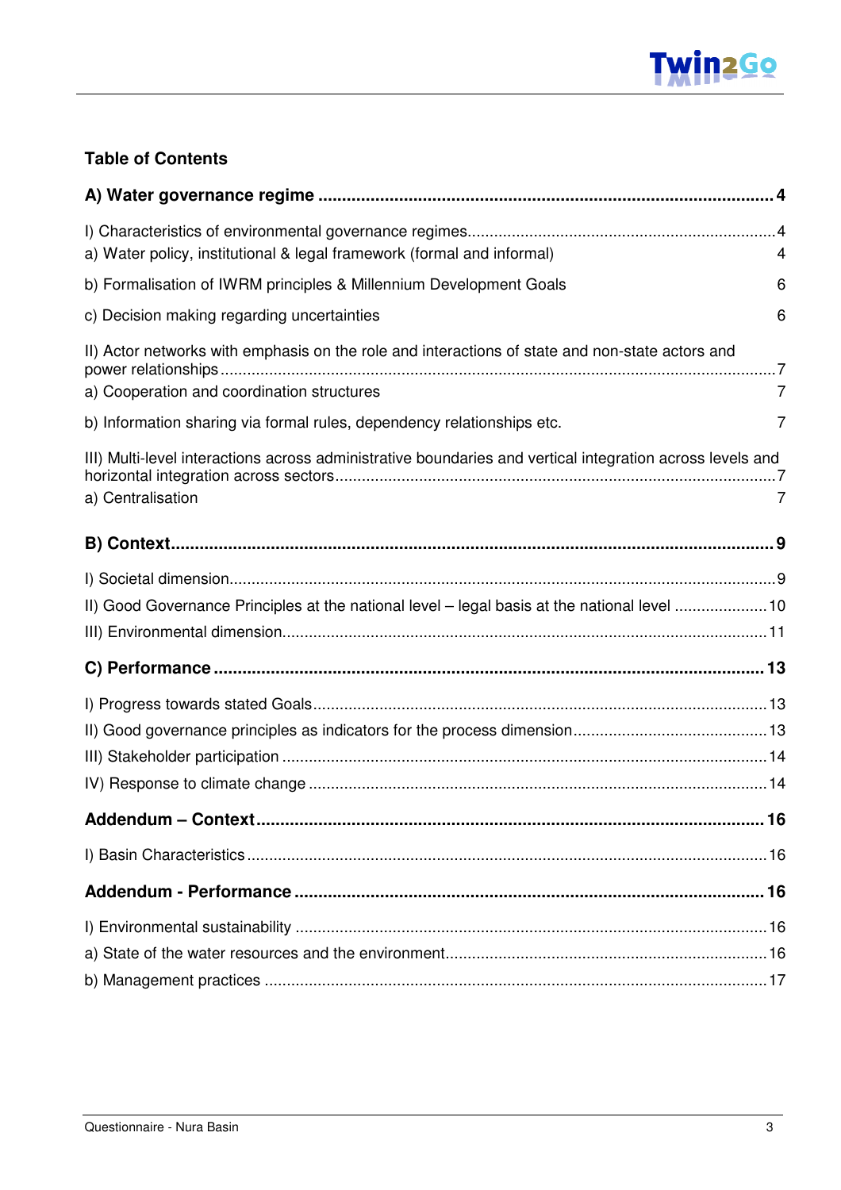## Table of Contents

**A) Water governance regime** ........ 4

I) Characteristics of environmental governance regimes ........ 4

a) Water policy, institutional & legal framework (formal and informal) 4

b) Formalisation of IWRM principles & Millennium Development Goals 6

c) Decision making regarding uncertainties 6

II) Actor networks with emphasis on the role and interactions of state and non-state actors and power relationships ........ 7

a) Cooperation and coordination structures 7

b) Information sharing via formal rules, dependency relationships etc. 7

III) Multi-level interactions across administrative boundaries and vertical integration across levels and horizontal integration across sectors ........ 7

a) Centralisation 7

**B) Context** ........ 9

I) Societal dimension ........ 9

II) Good Governance Principles at the national level – legal basis at the national level ........ 10

III) Environmental dimension ........ 11

**C) Performance** ........ 13

I) Progress towards stated Goals ........ 13

II) Good governance principles as indicators for the process dimension ........ 13

III) Stakeholder participation ........ 14

IV) Response to climate change ........ 14

**Addendum – Context** ........ 16

I) Basin Characteristics ........ 16

**Addendum - Performance** ........ 16

I) Environmental sustainability ........ 16

a) State of the water resources and the environment ........ 16

b) Management practices ........ 17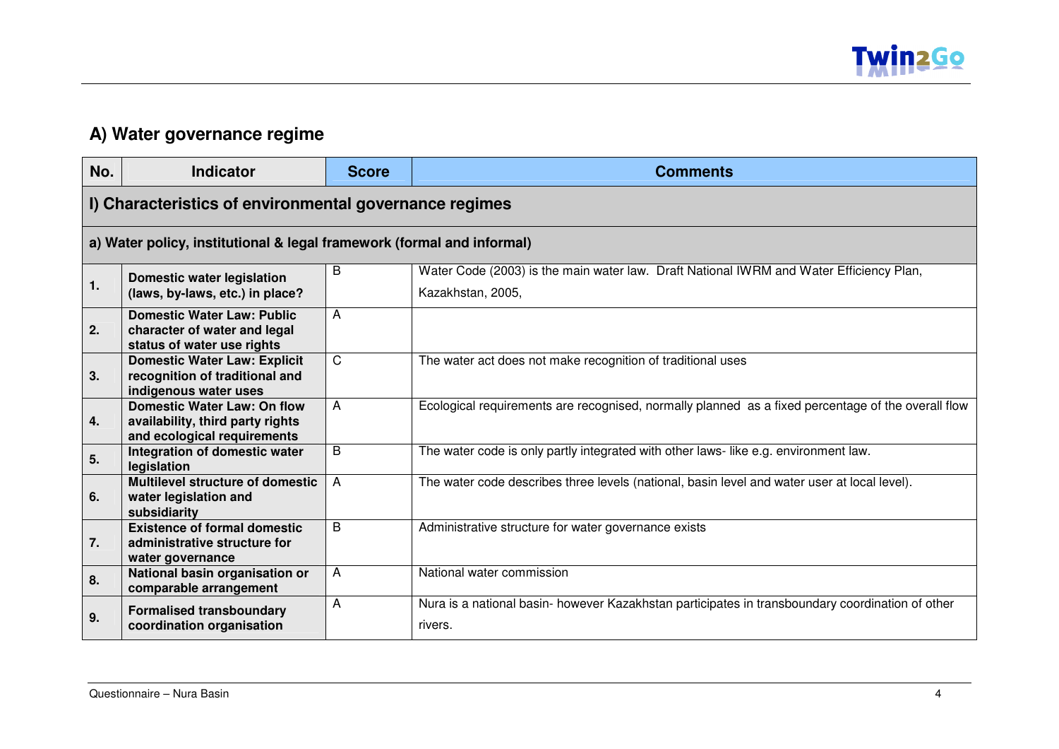## A) Water governance regime

| No. | Indicator | Score | Comments |
|---|---|---|---|
| **I) Characteristics of environmental governance regimes** | | | |
| **a) Water policy, institutional & legal framework (formal and informal)** | | | |
| **1.** | **Domestic water legislation (laws, by-laws, etc.) in place?** | B | Water Code (2003) is the main water law. Draft National IWRM and Water Efficiency Plan, Kazakhstan, 2005, |
| **2.** | **Domestic Water Law: Public character of water and legal status of water use rights** | A | |
| **3.** | **Domestic Water Law: Explicit recognition of traditional and indigenous water uses** | C | The water act does not make recognition of traditional uses |
| **4.** | **Domestic Water Law: On flow availability, third party rights and ecological requirements** | A | Ecological requirements are recognised, normally planned as a fixed percentage of the overall flow |
| **5.** | **Integration of domestic water legislation** | B | The water code is only partly integrated with other laws- like e.g. environment law. |
| **6.** | **Multilevel structure of domestic water legislation and subsidiarity** | A | The water code describes three levels (national, basin level and water user at local level). |
| **7.** | **Existence of formal domestic administrative structure for water governance** | B | Administrative structure for water governance exists |
| **8.** | **National basin organisation or comparable arrangement** | A | National water commission |
| **9.** | **Formalised transboundary coordination organisation** | A | Nura is a national basin- however Kazakhstan participates in transboundary coordination of other rivers. |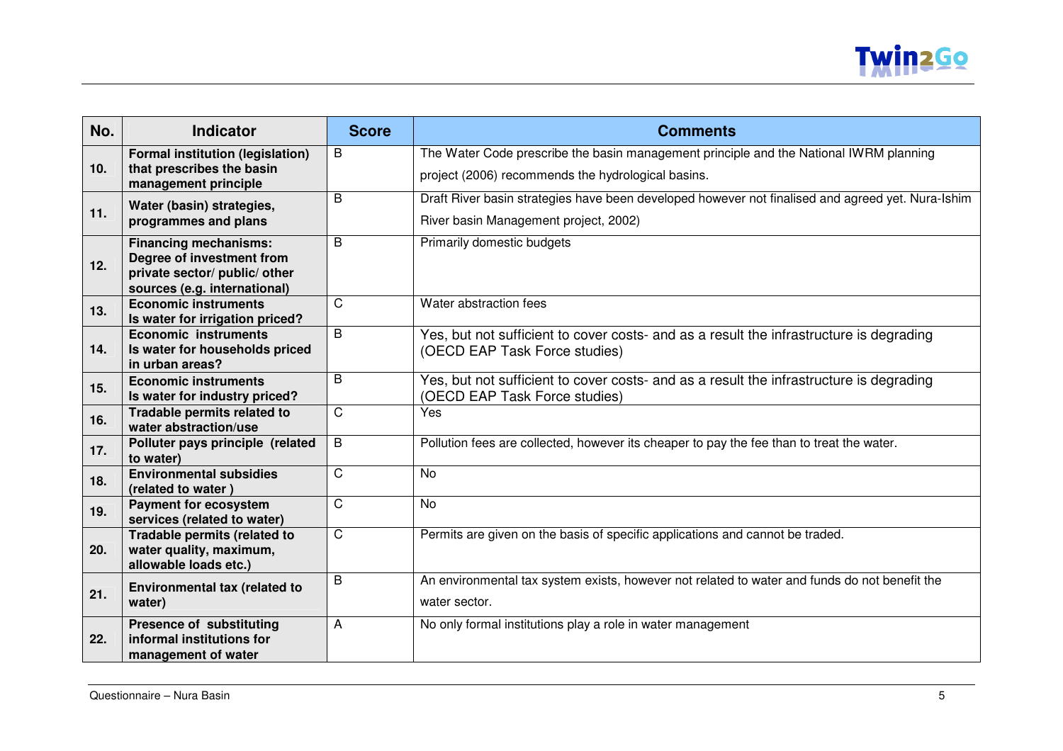| No. | Indicator | Score | Comments |
|---|---|---|---|
| 10. | **Formal institution (legislation) that prescribes the basin management principle** | B | The Water Code prescribe the basin management principle and the National IWRM planning project (2006) recommends the hydrological basins. |
| 11. | **Water (basin) strategies, programmes and plans** | B | Draft River basin strategies have been developed however not finalised and agreed yet. Nura-Ishim River basin Management project, 2002) |
| 12. | **Financing mechanisms: Degree of investment from private sector/ public/ other sources (e.g. international)** | B | Primarily domestic budgets |
| 13. | **Economic instruments Is water for irrigation priced?** | C | Water abstraction fees |
| 14. | **Economic instruments Is water for households priced in urban areas?** | B | Yes, but not sufficient to cover costs- and as a result the infrastructure is degrading (OECD EAP Task Force studies) |
| 15. | **Economic instruments Is water for industry priced?** | B | Yes, but not sufficient to cover costs- and as a result the infrastructure is degrading (OECD EAP Task Force studies) |
| 16. | **Tradable permits related to water abstraction/use** | C | Yes |
| 17. | **Polluter pays principle (related to water)** | B | Pollution fees are collected, however its cheaper to pay the fee than to treat the water. |
| 18. | **Environmental subsidies (related to water )** | C | No |
| 19. | **Payment for ecosystem services (related to water)** | C | No |
| 20. | **Tradable permits (related to water quality, maximum, allowable loads etc.)** | C | Permits are given on the basis of specific applications and cannot be traded. |
| 21. | **Environmental tax (related to water)** | B | An environmental tax system exists, however not related to water and funds do not benefit the water sector. |
| 22. | **Presence of substituting informal institutions for management of water** | A | No only formal institutions play a role in water management |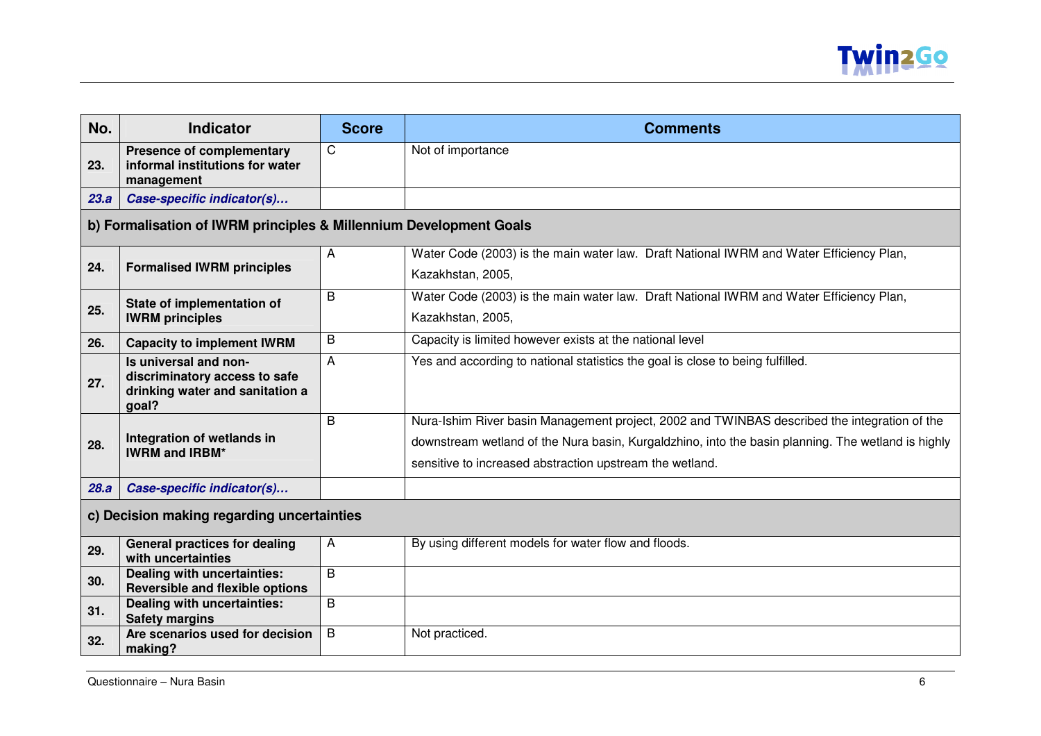| No. | Indicator | Score | Comments |
|---|---|---|---|
| 23. | **Presence of complementary informal institutions for water management** | C | Not of importance |
| *23.a* | ***Case-specific indicator(s)…*** | | |
| **b) Formalisation of IWRM principles & Millennium Development Goals** | | | |
| 24. | **Formalised IWRM principles** | A | Water Code (2003) is the main water law. Draft National IWRM and Water Efficiency Plan, Kazakhstan, 2005, |
| 25. | **State of implementation of IWRM principles** | B | Water Code (2003) is the main water law. Draft National IWRM and Water Efficiency Plan, Kazakhstan, 2005, |
| 26. | **Capacity to implement IWRM** | B | Capacity is limited however exists at the national level |
| 27. | **Is universal and non-discriminatory access to safe drinking water and sanitation a goal?** | A | Yes and according to national statistics the goal is close to being fulfilled. |
| 28. | **Integration of wetlands in IWRM and IRBM*** | B | Nura-Ishim River basin Management project, 2002 and TWINBAS described the integration of the downstream wetland of the Nura basin, Kurgaldzhino, into the basin planning. The wetland is highly sensitive to increased abstraction upstream the wetland. |
| *28.a* | ***Case-specific indicator(s)…*** | | |
| **c) Decision making regarding uncertainties** | | | |
| 29. | **General practices for dealing with uncertainties** | A | By using different models for water flow and floods. |
| 30. | **Dealing with uncertainties: Reversible and flexible options** | B | |
| 31. | **Dealing with uncertainties: Safety margins** | B | |
| 32. | **Are scenarios used for decision making?** | B | Not practiced. |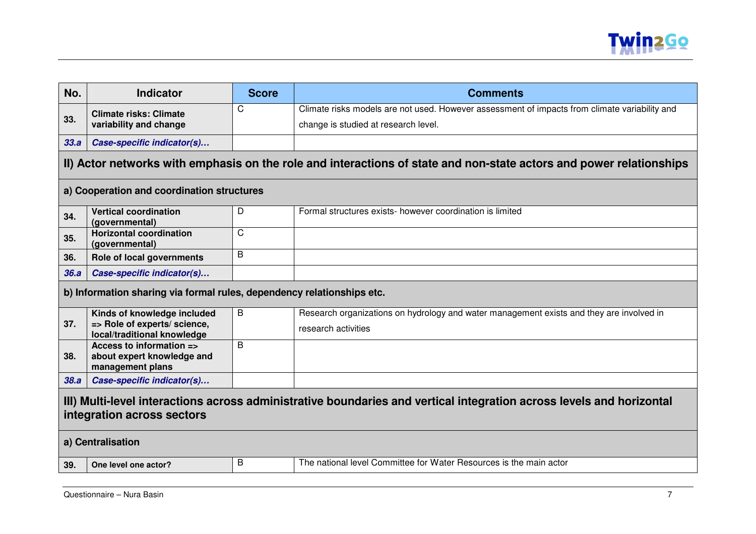| No. | Indicator | Score | Comments |
|---|---|---|---|
| 33. | **Climate risks: Climate variability and change** | C | Climate risks models are not used. However assessment of impacts from climate variability and change is studied at research level. |
| *33.a* | ***Case-specific indicator(s)…*** | | |
| **II) Actor networks with emphasis on the role and interactions of state and non-state actors and power relationships** | | | |
| **a) Cooperation and coordination structures** | | | |
| 34. | **Vertical coordination (governmental)** | D | Formal structures exists- however coordination is limited |
| 35. | **Horizontal coordination (governmental)** | C | |
| 36. | **Role of local governments** | B | |
| *36.a* | ***Case-specific indicator(s)…*** | | |
| **b) Information sharing via formal rules, dependency relationships etc.** | | | |
| 37. | **Kinds of knowledge included => Role of experts/ science, local/traditional knowledge** | B | Research organizations on hydrology and water management exists and they are involved in research activities |
| 38. | **Access to information => about expert knowledge and management plans** | B | |
| *38.a* | ***Case-specific indicator(s)…*** | | |
| **III) Multi-level interactions across administrative boundaries and vertical integration across levels and horizontal integration across sectors** | | | |
| **a) Centralisation** | | | |
| 39. | **One level one actor?** | B | The national level Committee for Water Resources is the main actor |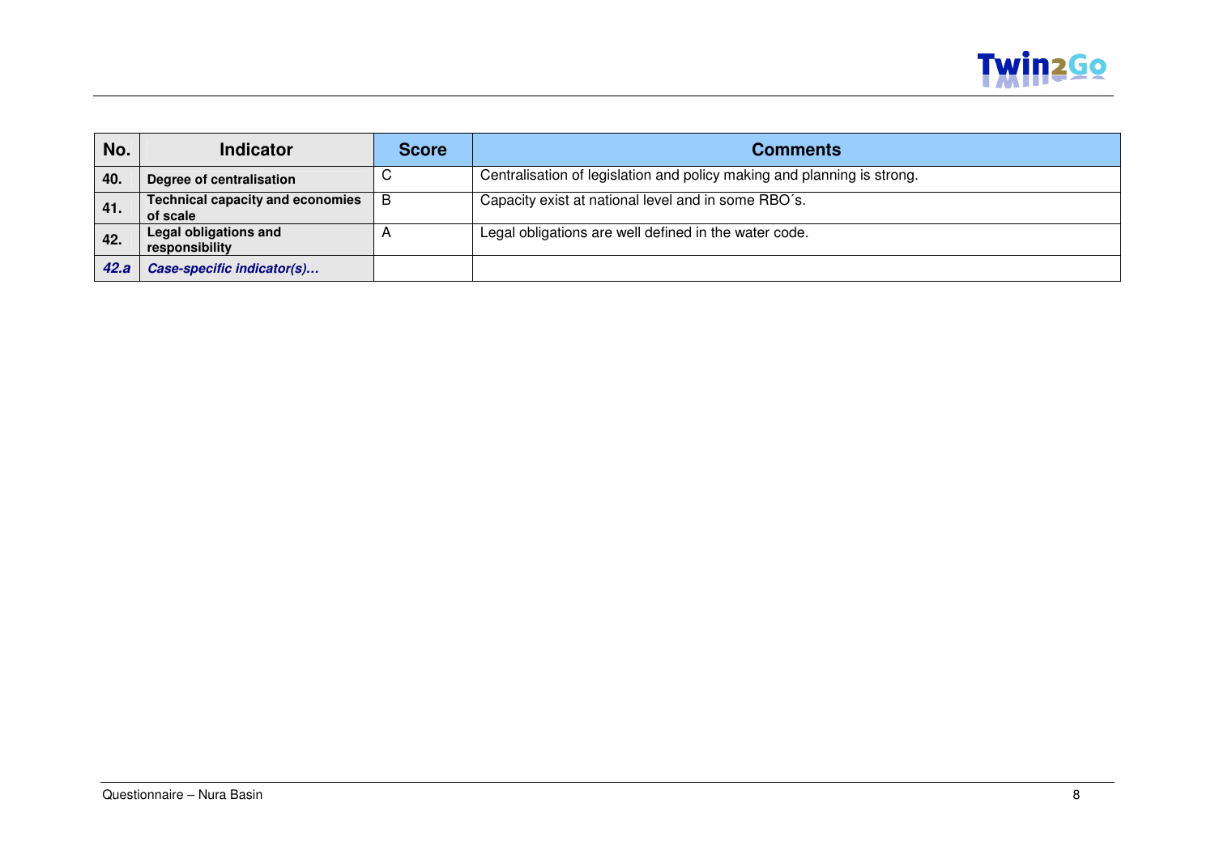| No. | Indicator | Score | Comments |
|---|---|---|---|
| **40.** | **Degree of centralisation** | C | Centralisation of legislation and policy making and planning is strong. |
| **41.** | **Technical capacity and economies of scale** | B | Capacity exist at national level and in some RBO´s. |
| **42.** | **Legal obligations and responsibility** | A | Legal obligations are well defined in the water code. |
| ***42.a*** | ***Case-specific indicator(s)…*** | | |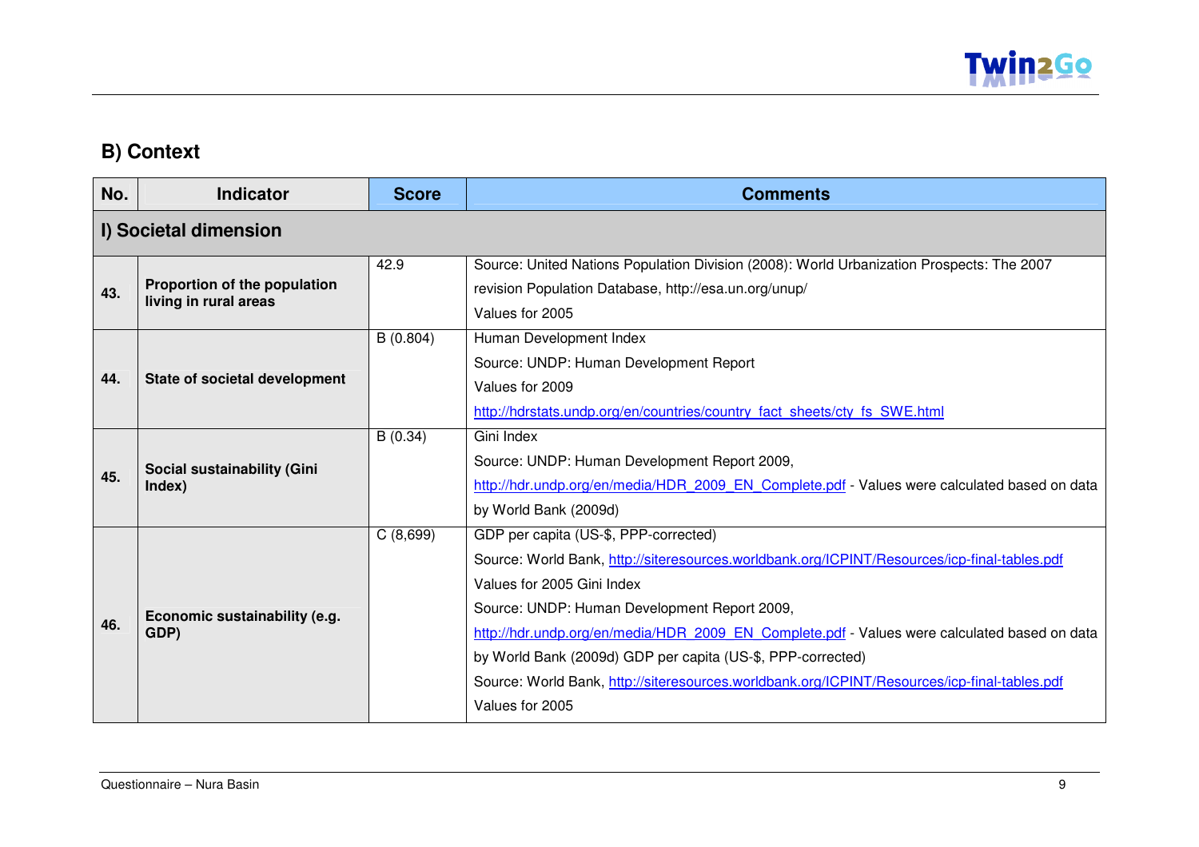## B) Context

| No. | Indicator | Score | Comments |
|---|---|---|---|
| **I) Societal dimension** | | | |
| **43.** | **Proportion of the population living in rural areas** | 42.9 | Source: United Nations Population Division (2008): World Urbanization Prospects: The 2007 revision Population Database, http://esa.un.org/unup/ Values for 2005 |
| **44.** | **State of societal development** | B (0.804) | Human Development Index Source: UNDP: Human Development Report Values for 2009 http://hdrstats.undp.org/en/countries/country_fact_sheets/cty_fs_SWE.html |
| **45.** | **Social sustainability (Gini Index)** | B (0.34) | Gini Index Source: UNDP: Human Development Report 2009, http://hdr.undp.org/en/media/HDR_2009_EN_Complete.pdf - Values were calculated based on data by World Bank (2009d) |
| **46.** | **Economic sustainability (e.g. GDP)** | C (8,699) | GDP per capita (US-$, PPP-corrected) Source: World Bank, http://siteresources.worldbank.org/ICPINT/Resources/icp-final-tables.pdf Values for 2005 Gini Index Source: UNDP: Human Development Report 2009, http://hdr.undp.org/en/media/HDR_2009_EN_Complete.pdf - Values were calculated based on data by World Bank (2009d) GDP per capita (US-$, PPP-corrected) Source: World Bank, http://siteresources.worldbank.org/ICPINT/Resources/icp-final-tables.pdf Values for 2005 |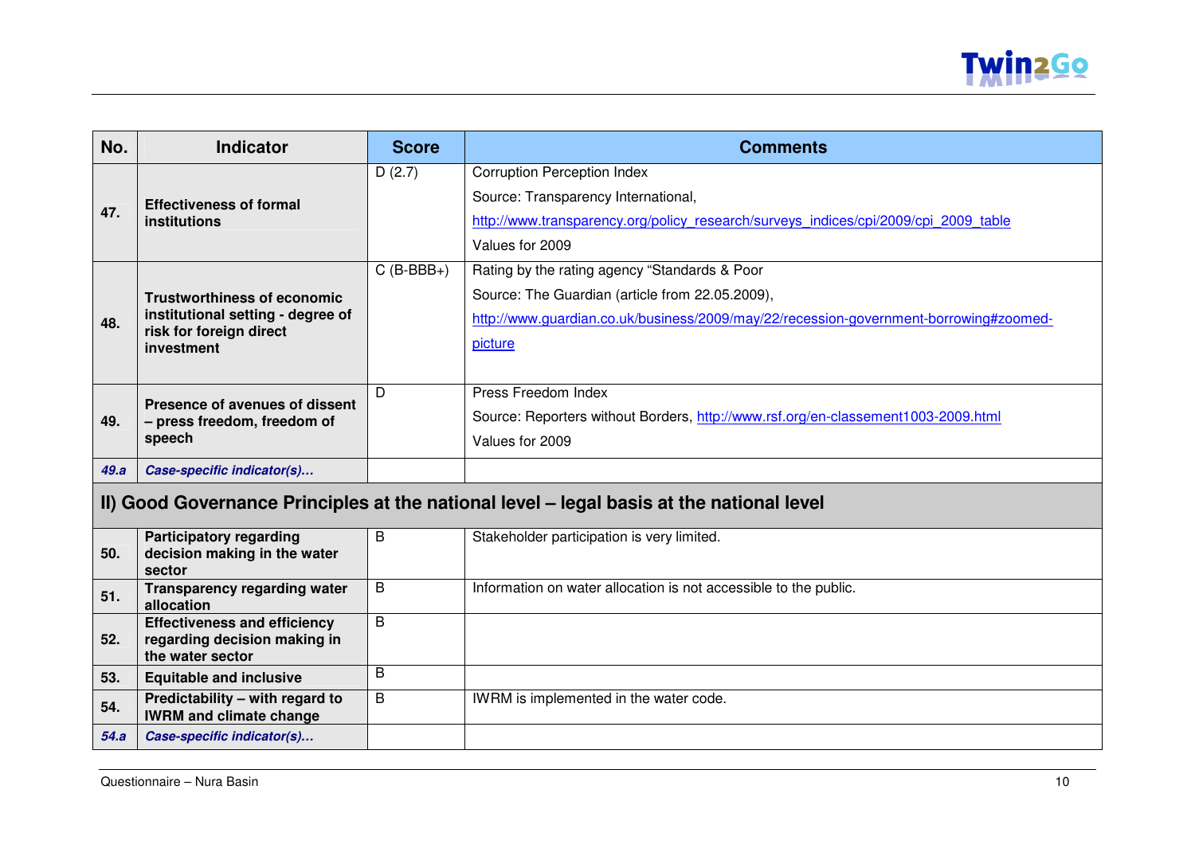| No. | Indicator | Score | Comments |
|---|---|---|---|
| 47. | **Effectiveness of formal institutions** | D (2.7) | Corruption Perception Index<br>Source: Transparency International,<br>http://www.transparency.org/policy_research/surveys_indices/cpi/2009/cpi_2009_table<br>Values for 2009 |
| 48. | **Trustworthiness of economic institutional setting - degree of risk for foreign direct investment** | C (B-BBB+) | Rating by the rating agency "Standards & Poor<br>Source: The Guardian (article from 22.05.2009),<br>http://www.guardian.co.uk/business/2009/may/22/recession-government-borrowing#zoomed-picture |
| 49. | **Presence of avenues of dissent – press freedom, freedom of speech** | D | Press Freedom Index<br>Source: Reporters without Borders, http://www.rsf.org/en-classement1003-2009.html<br>Values for 2009 |
| ***49.a*** | ***Case-specific indicator(s)…*** | | |
| **II) Good Governance Principles at the national level – legal basis at the national level** | | | |
| 50. | **Participatory regarding decision making in the water sector** | B | Stakeholder participation is very limited. |
| 51. | **Transparency regarding water allocation** | B | Information on water allocation is not accessible to the public. |
| 52. | **Effectiveness and efficiency regarding decision making in the water sector** | B | |
| 53. | **Equitable and inclusive** | B | |
| 54. | **Predictability – with regard to IWRM and climate change** | B | IWRM is implemented in the water code. |
| ***54.a*** | ***Case-specific indicator(s)…*** | | |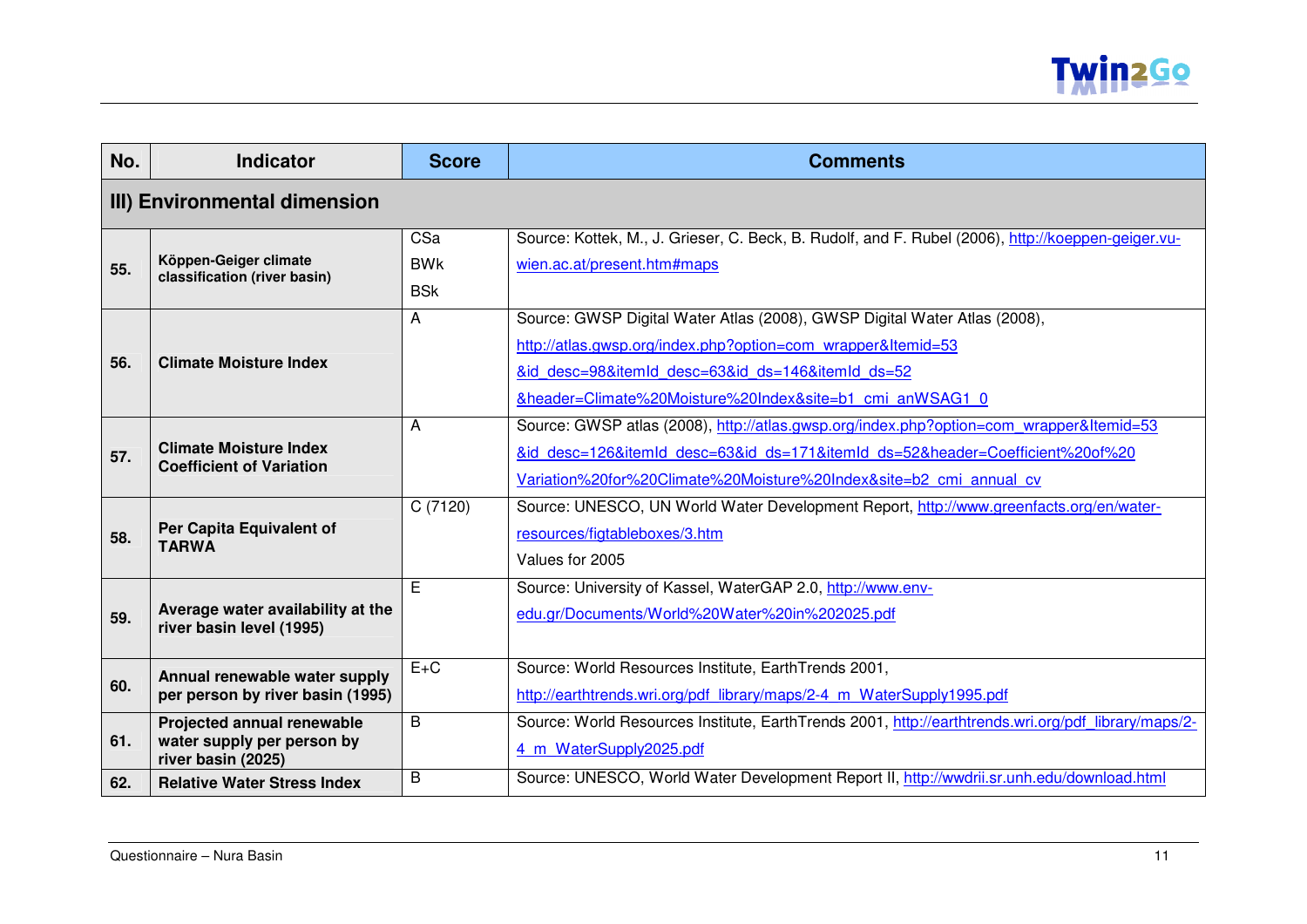| No. | Indicator | Score | Comments |
|---|---|---|---|
| **III) Environmental dimension** | | | |
| **55.** | **Köppen-Geiger climate classification (river basin)** | CSa<br>BWk<br>BSk | Source: Kottek, M., J. Grieser, C. Beck, B. Rudolf, and F. Rubel (2006), http://koeppen-geiger.vu-wien.ac.at/present.htm#maps |
| **56.** | **Climate Moisture Index** | A | Source: GWSP Digital Water Atlas (2008), GWSP Digital Water Atlas (2008), http://atlas.gwsp.org/index.php?option=com_wrapper&Itemid=53&id_desc=98&itemId_desc=63&id_ds=146&itemId_ds=52&header=Climate%20Moisture%20Index&site=b1_cmi_anWSAG1_0 |
| **57.** | **Climate Moisture Index Coefficient of Variation** | A | Source: GWSP atlas (2008), http://atlas.gwsp.org/index.php?option=com_wrapper&Itemid=53&id_desc=126&itemId_desc=63&id_ds=171&itemId_ds=52&header=Coefficient%20of%20Variation%20for%20Climate%20Moisture%20Index&site=b2_cmi_annual_cv |
| **58.** | **Per Capita Equivalent of TARWA** | C (7120) | Source: UNESCO, UN World Water Development Report, http://www.greenfacts.org/en/water-resources/figtableboxes/3.htm<br>Values for 2005 |
| **59.** | **Average water availability at the river basin level (1995)** | E | Source: University of Kassel, WaterGAP 2.0, http://www.env-edu.gr/Documents/World%20Water%20in%202025.pdf |
| **60.** | **Annual renewable water supply per person by river basin (1995)** | E+C | Source: World Resources Institute, EarthTrends 2001, http://earthtrends.wri.org/pdf_library/maps/2-4_m_WaterSupply1995.pdf |
| **61.** | **Projected annual renewable water supply per person by river basin (2025)** | B | Source: World Resources Institute, EarthTrends 2001, http://earthtrends.wri.org/pdf_library/maps/2-4_m_WaterSupply2025.pdf |
| **62.** | **Relative Water Stress Index** | B | Source: UNESCO, World Water Development Report II, http://wwdrii.sr.unh.edu/download.html |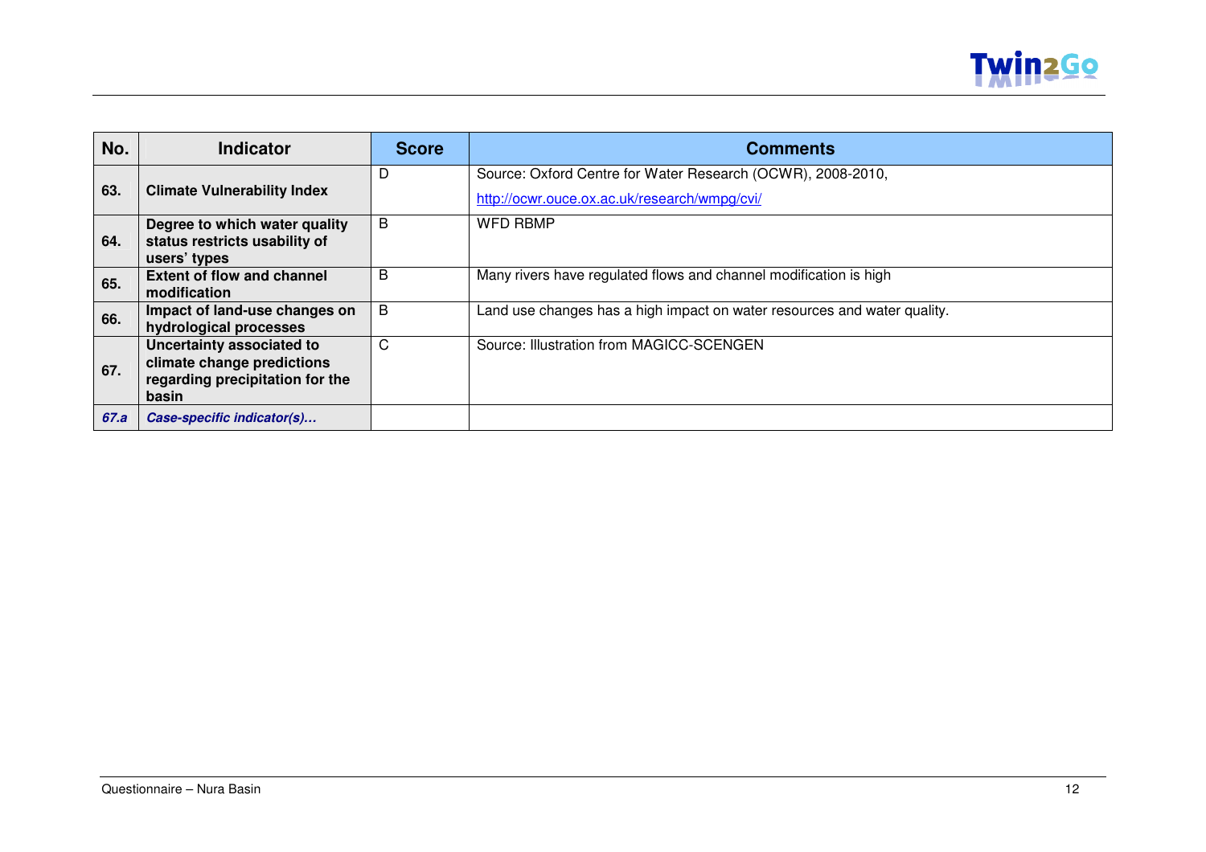| No. | Indicator | Score | Comments |
|---|---|---|---|
| **63.** | **Climate Vulnerability Index** | D | Source: Oxford Centre for Water Research (OCWR), 2008-2010, http://ocwr.ouce.ox.ac.uk/research/wmpg/cvi/ |
| **64.** | **Degree to which water quality status restricts usability of users' types** | B | WFD RBMP |
| **65.** | **Extent of flow and channel modification** | B | Many rivers have regulated flows and channel modification is high |
| **66.** | **Impact of land-use changes on hydrological processes** | B | Land use changes has a high impact on water resources and water quality. |
| **67.** | **Uncertainty associated to climate change predictions regarding precipitation for the basin** | C | Source: Illustration from MAGICC-SCENGEN |
| ***67.a*** | ***Case-specific indicator(s)…*** | | |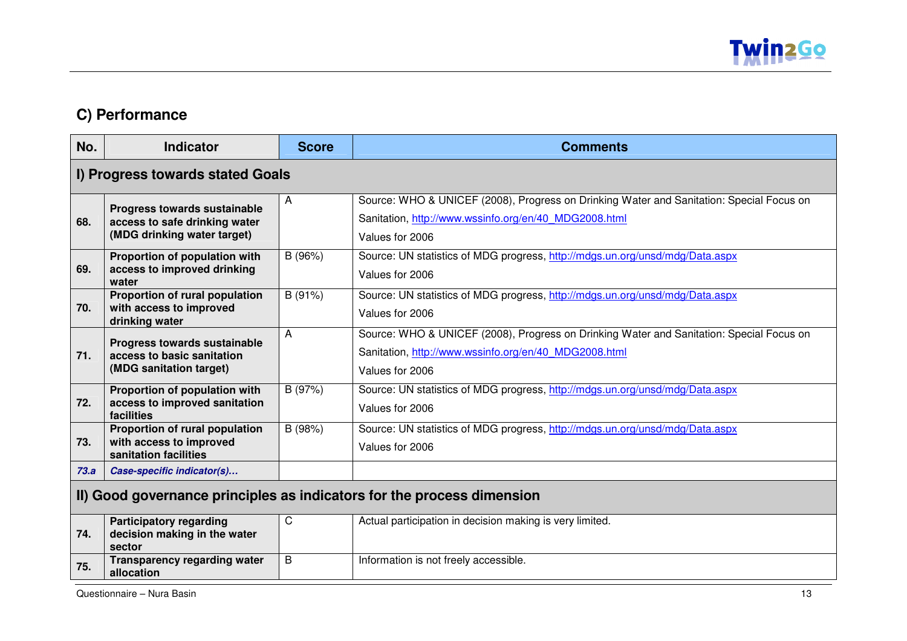## C) Performance

| No. | Indicator | Score | Comments |
|---|---|---|---|
| **I) Progress towards stated Goals** | | | |
| 68. | **Progress towards sustainable access to safe drinking water (MDG drinking water target)** | A | Source: WHO & UNICEF (2008), Progress on Drinking Water and Sanitation: Special Focus on Sanitation, http://www.wssinfo.org/en/40_MDG2008.html<br>Values for 2006 |
| 69. | **Proportion of population with access to improved drinking water** | B (96%) | Source: UN statistics of MDG progress, http://mdgs.un.org/unsd/mdg/Data.aspx<br>Values for 2006 |
| 70. | **Proportion of rural population with access to improved drinking water** | B (91%) | Source: UN statistics of MDG progress, http://mdgs.un.org/unsd/mdg/Data.aspx<br>Values for 2006 |
| 71. | **Progress towards sustainable access to basic sanitation (MDG sanitation target)** | A | Source: WHO & UNICEF (2008), Progress on Drinking Water and Sanitation: Special Focus on Sanitation, http://www.wssinfo.org/en/40_MDG2008.html<br>Values for 2006 |
| 72. | **Proportion of population with access to improved sanitation facilities** | B (97%) | Source: UN statistics of MDG progress, http://mdgs.un.org/unsd/mdg/Data.aspx<br>Values for 2006 |
| 73. | **Proportion of rural population with access to improved sanitation facilities** | B (98%) | Source: UN statistics of MDG progress, http://mdgs.un.org/unsd/mdg/Data.aspx<br>Values for 2006 |
| *73.a* | ***Case-specific indicator(s)…*** | | |
| **II) Good governance principles as indicators for the process dimension** | | | |
| 74. | **Participatory regarding decision making in the water sector** | C | Actual participation in decision making is very limited. |
| 75. | **Transparency regarding water allocation** | B | Information is not freely accessible. |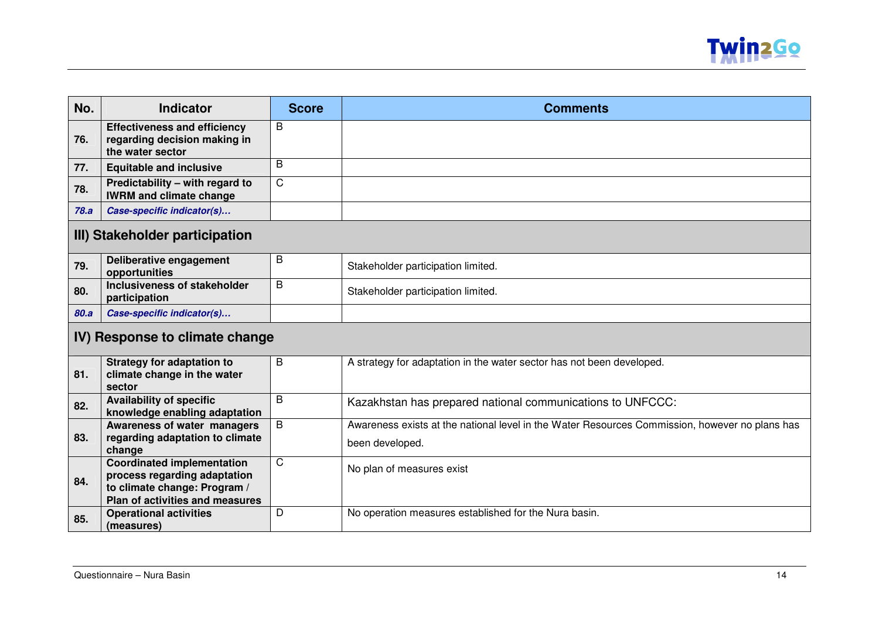| No. | Indicator | Score | Comments |
|---|---|---|---|
| 76. | **Effectiveness and efficiency regarding decision making in the water sector** | B | |
| 77. | **Equitable and inclusive** | B | |
| 78. | **Predictability – with regard to IWRM and climate change** | C | |
| *78.a* | ***Case-specific indicator(s)…*** | | |
| **III) Stakeholder participation** | | | |
| 79. | **Deliberative engagement opportunities** | B | Stakeholder participation limited. |
| 80. | **Inclusiveness of stakeholder participation** | B | Stakeholder participation limited. |
| *80.a* | ***Case-specific indicator(s)…*** | | |
| **IV) Response to climate change** | | | |
| 81. | **Strategy for adaptation to climate change in the water sector** | B | A strategy for adaptation in the water sector has not been developed. |
| 82. | **Availability of specific knowledge enabling adaptation** | B | Kazakhstan has prepared national communications to UNFCCC: |
| 83. | **Awareness of water managers regarding adaptation to climate change** | B | Awareness exists at the national level in the Water Resources Commission, however no plans has been developed. |
| 84. | **Coordinated implementation process regarding adaptation to climate change: Program / Plan of activities and measures** | C | No plan of measures exist |
| 85. | **Operational activities (measures)** | D | No operation measures established for the Nura basin. |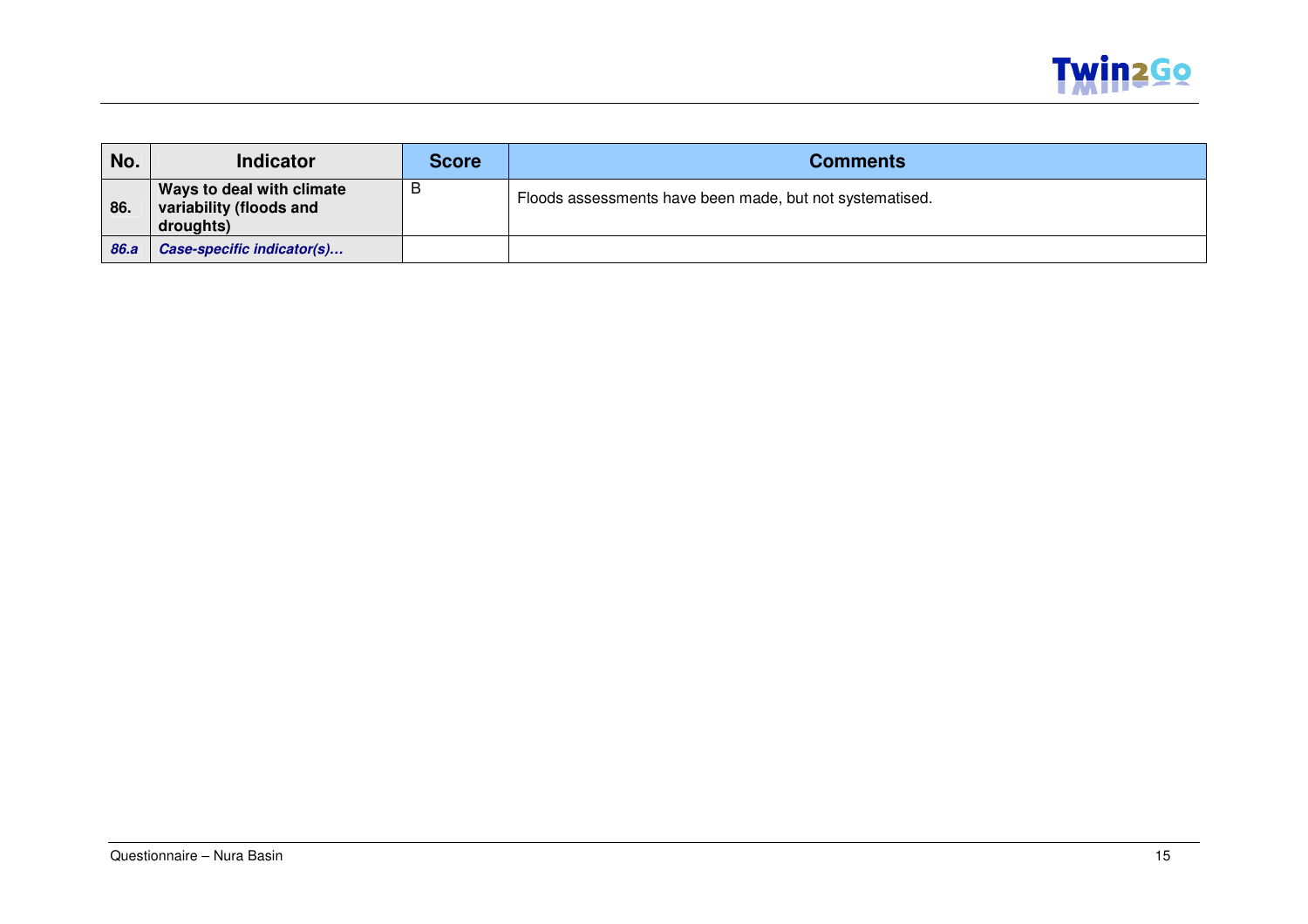| No. | Indicator | Score | Comments |
|---|---|---|---|
| **86.** | **Ways to deal with climate variability (floods and droughts)** | B | Floods assessments have been made, but not systematised. |
| ***86.a*** | ***Case-specific indicator(s)…*** | | |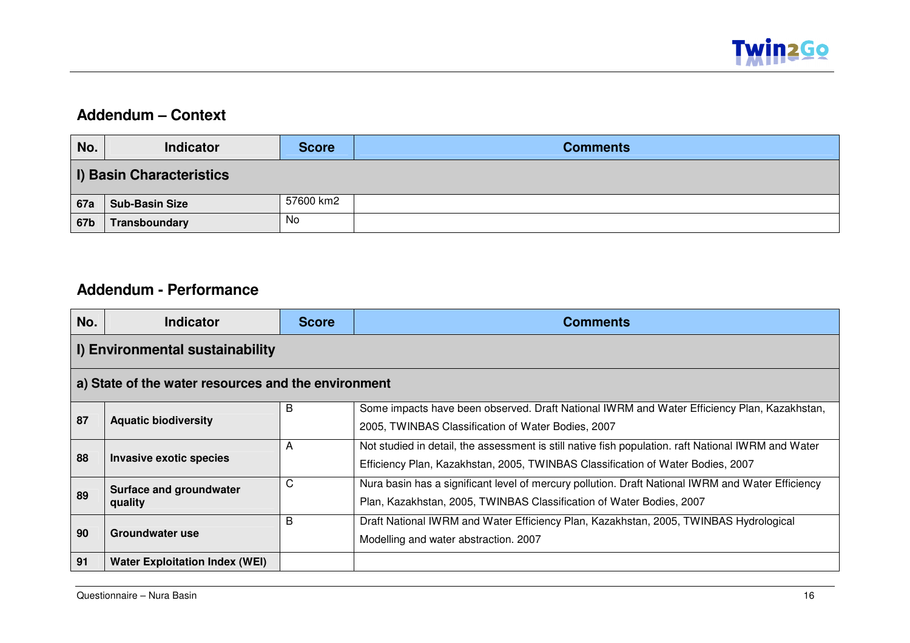## Addendum – Context

| No. | Indicator | Score | Comments |
|---|---|---|---|
| **I) Basin Characteristics** | | | |
| **67a** | **Sub-Basin Size** | 57600 km2 | |
| **67b** | **Transboundary** | No | |

## Addendum - Performance

| No. | Indicator | Score | Comments |
|---|---|---|---|
| **I) Environmental sustainability** | | | |
| **a) State of the water resources and the environment** | | | |
| **87** | **Aquatic biodiversity** | B | Some impacts have been observed. Draft National IWRM and Water Efficiency Plan, Kazakhstan, 2005, TWINBAS Classification of Water Bodies, 2007 |
| **88** | **Invasive exotic species** | A | Not studied in detail, the assessment is still native fish population. raft National IWRM and Water Efficiency Plan, Kazakhstan, 2005, TWINBAS Classification of Water Bodies, 2007 |
| **89** | **Surface and groundwater quality** | C | Nura basin has a significant level of mercury pollution. Draft National IWRM and Water Efficiency Plan, Kazakhstan, 2005, TWINBAS Classification of Water Bodies, 2007 |
| **90** | **Groundwater use** | B | Draft National IWRM and Water Efficiency Plan, Kazakhstan, 2005, TWINBAS Hydrological Modelling and water abstraction. 2007 |
| **91** | **Water Exploitation Index (WEI)** | | |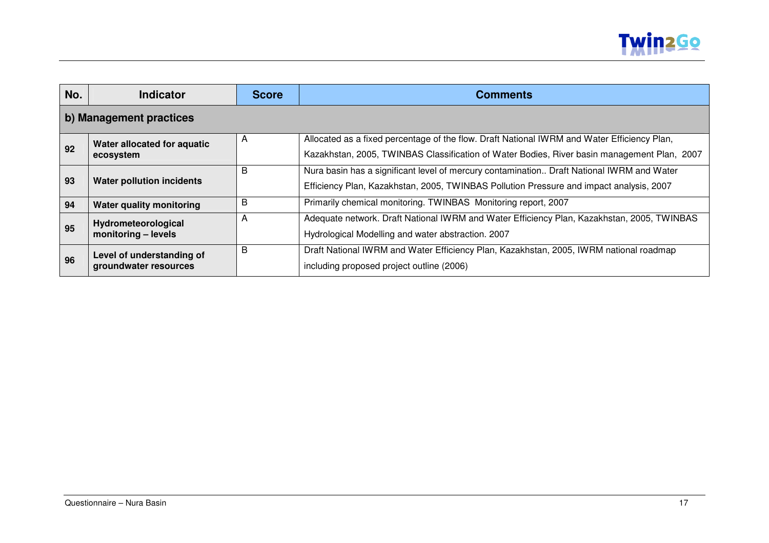| No. | Indicator | Score | Comments |
|---|---|---|---|
| **b) Management practices** | | | |
| 92 | **Water allocated for aquatic ecosystem** | A | Allocated as a fixed percentage of the flow. Draft National IWRM and Water Efficiency Plan, Kazakhstan, 2005, TWINBAS Classification of Water Bodies, River basin management Plan, 2007 |
| 93 | **Water pollution incidents** | B | Nura basin has a significant level of mercury contamination.. Draft National IWRM and Water Efficiency Plan, Kazakhstan, 2005, TWINBAS Pollution Pressure and impact analysis, 2007 |
| 94 | **Water quality monitoring** | B | Primarily chemical monitoring. TWINBAS Monitoring report, 2007 |
| 95 | **Hydrometeorological monitoring – levels** | A | Adequate network. Draft National IWRM and Water Efficiency Plan, Kazakhstan, 2005, TWINBAS Hydrological Modelling and water abstraction. 2007 |
| 96 | **Level of understanding of groundwater resources** | B | Draft National IWRM and Water Efficiency Plan, Kazakhstan, 2005, IWRM national roadmap including proposed project outline (2006) |